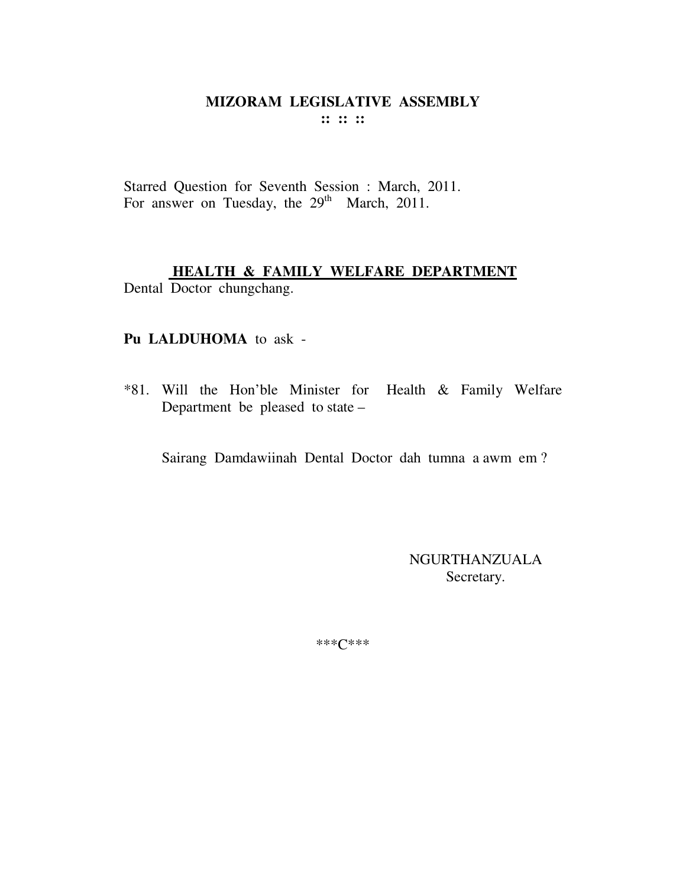# MIZORAM LEGISLATIVE ASSEMBLY

:: :: ::

Starred Question for Seventh Session : March, 2011.
For answer on Tuesday, the 29th March, 2011.

## HEALTH & FAMILY WELFARE DEPARTMENT

Dental Doctor chungchang.

**Pu LALDUHOMA** to ask -

*81. Will the Hon'ble Minister for Health & Family Welfare Department be pleased to state –

Sairang Damdawiinah Dental Doctor dah tumna a awm em ?

NGURTHANZUALA
Secretary.

***C***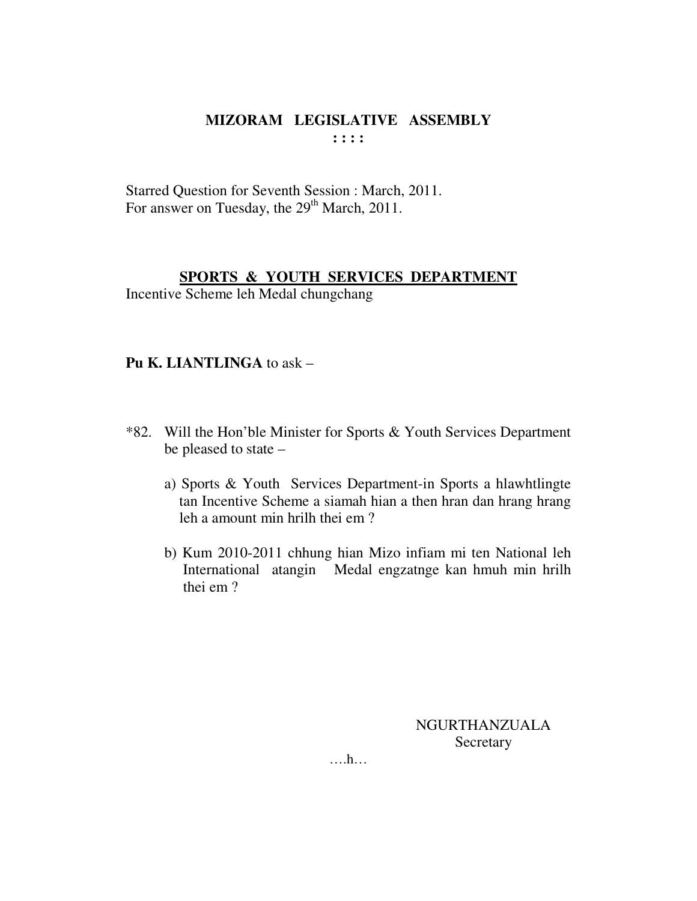# MIZORAM LEGISLATIVE ASSEMBLY

**: : : :**

Starred Question for Seventh Session : March, 2011.
For answer on Tuesday, the 29th March, 2011.

**SPORTS & YOUTH SERVICES DEPARTMENT**

Incentive Scheme leh Medal chungchang

**Pu K. LIANTLINGA** to ask –

*82. Will the Hon'ble Minister for Sports & Youth Services Department be pleased to state –

a) Sports & Youth Services Department-in Sports a hlawhtlingte tan Incentive Scheme a siamah hian a then hran dan hrang hrang leh a amount min hrilh thei em ?

b) Kum 2010-2011 chhung hian Mizo infiam mi ten National leh International atangin Medal engzatnge kan hmuh min hrilh thei em ?

NGURTHANZUALA
Secretary

….h…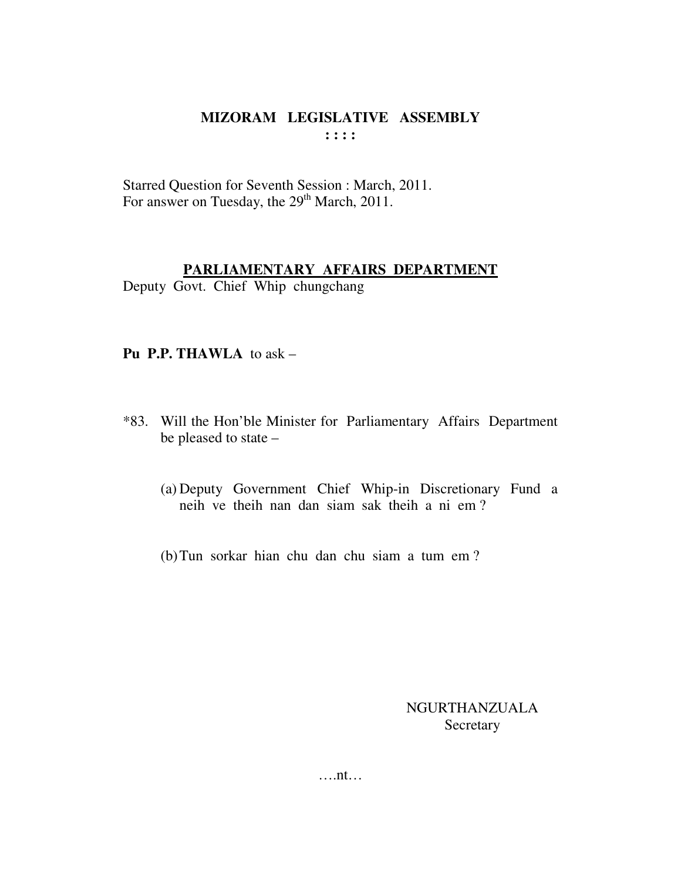**MIZORAM LEGISLATIVE ASSEMBLY**
**: : : :**

Starred Question for Seventh Session : March, 2011.
For answer on Tuesday, the 29th March, 2011.

**PARLIAMENTARY AFFAIRS DEPARTMENT**
Deputy Govt. Chief Whip chungchang

**Pu P.P. THAWLA** to ask –

*83. Will the Hon'ble Minister for Parliamentary Affairs Department be pleased to state –

(a) Deputy Government Chief Whip-in Discretionary Fund a neih ve theih nan dan siam sak theih a ni em ?

(b) Tun sorkar hian chu dan chu siam a tum em ?

NGURTHANZUALA
Secretary

….nt…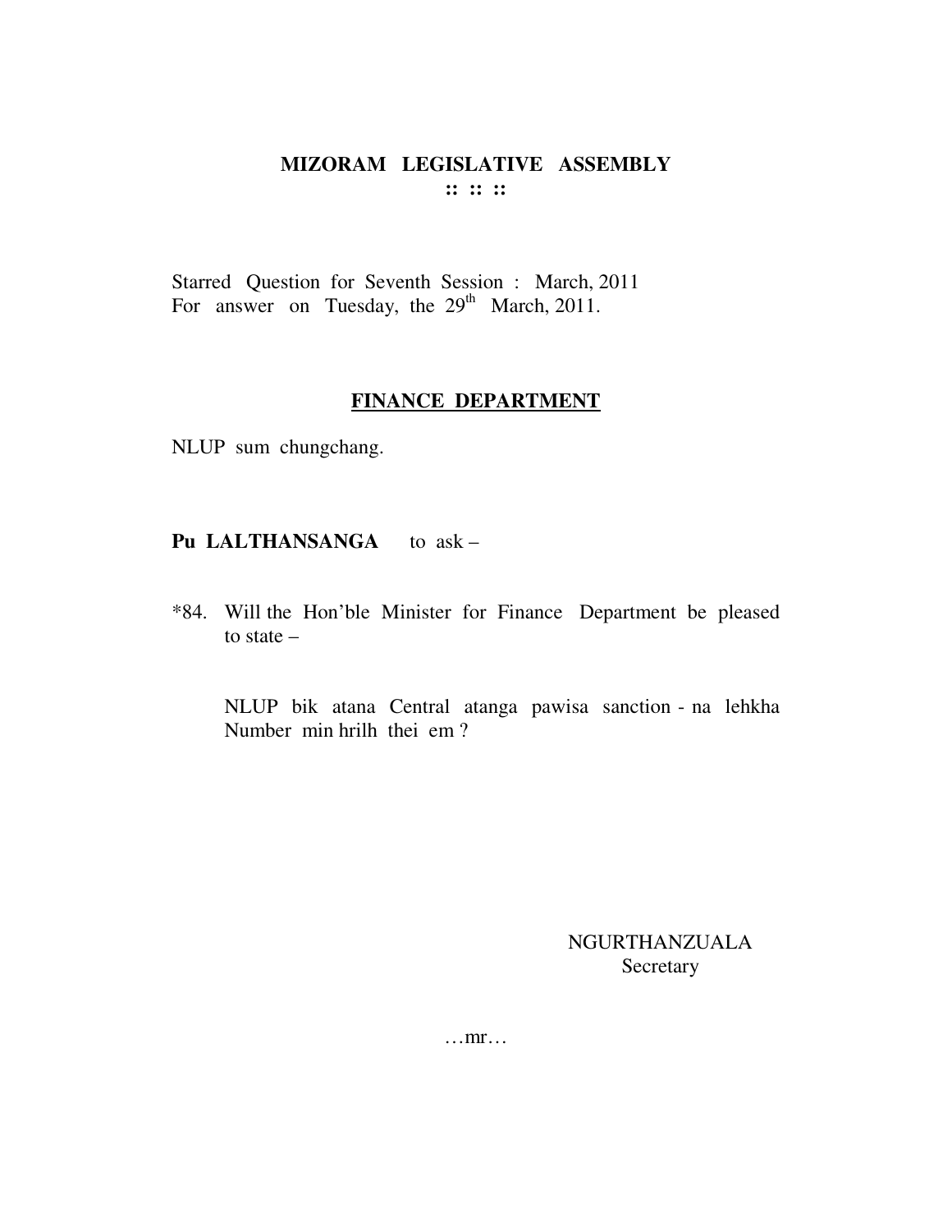# MIZORAM LEGISLATIVE ASSEMBLY

**:: :: ::**

Starred Question for Seventh Session : March, 2011
For answer on Tuesday, the 29th March, 2011.

## FINANCE DEPARTMENT

NLUP sum chungchang.

**Pu LALTHANSANGA** to ask –

*84. Will the Hon'ble Minister for Finance Department be pleased to state –

NLUP bik atana Central atanga pawisa sanction - na lehkha Number min hrilh thei em ?

NGURTHANZUALA
Secretary

…mr…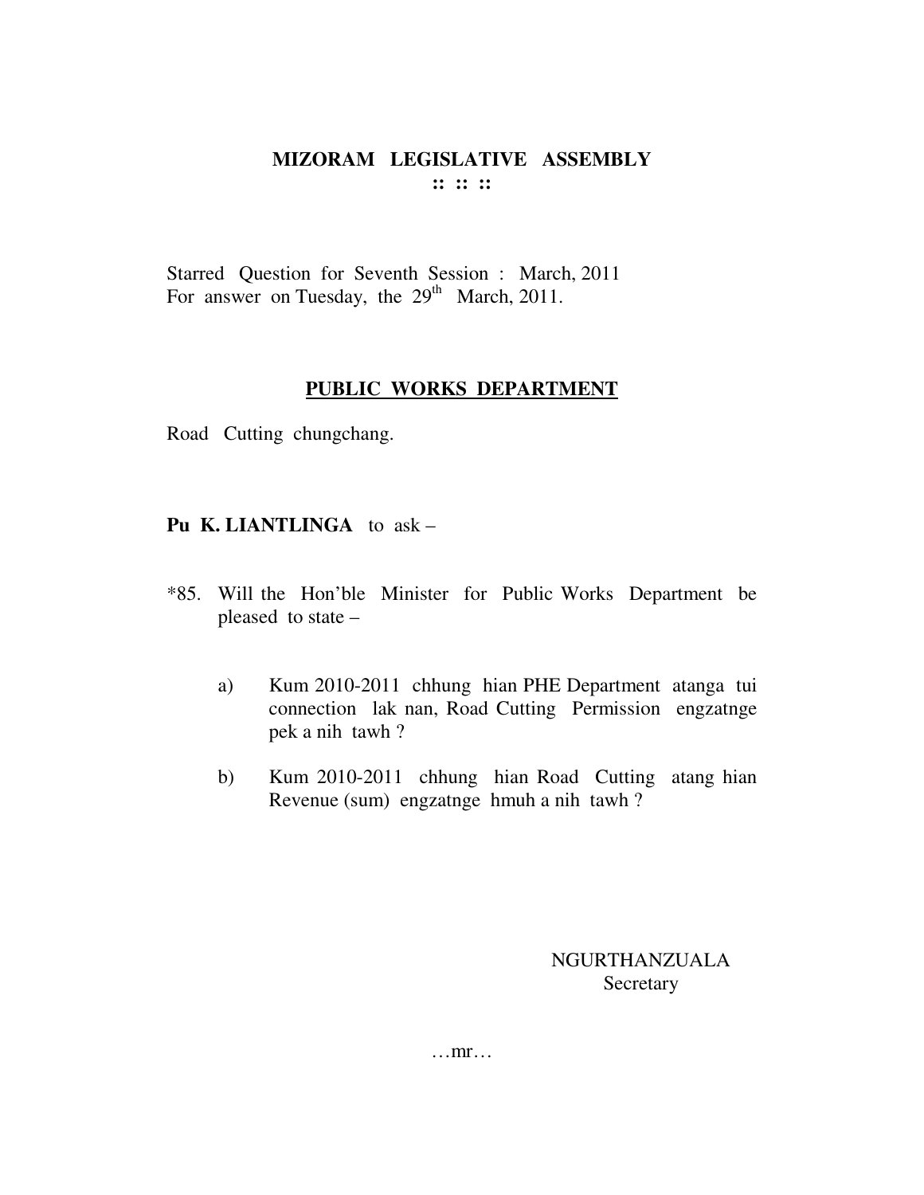# MIZORAM LEGISLATIVE ASSEMBLY

:: :: ::

Starred Question for Seventh Session : March, 2011
For answer on Tuesday, the 29th March, 2011.

## PUBLIC WORKS DEPARTMENT

Road Cutting chungchang.

**Pu K. LIANTLINGA** to ask –

*85. Will the Hon'ble Minister for Public Works Department be pleased to state –

a) Kum 2010-2011 chhung hian PHE Department atanga tui connection lak nan, Road Cutting Permission engzatnge pek a nih tawh ?

b) Kum 2010-2011 chhung hian Road Cutting atang hian Revenue (sum) engzatnge hmuh a nih tawh ?

NGURTHANZUALA
Secretary

…mr…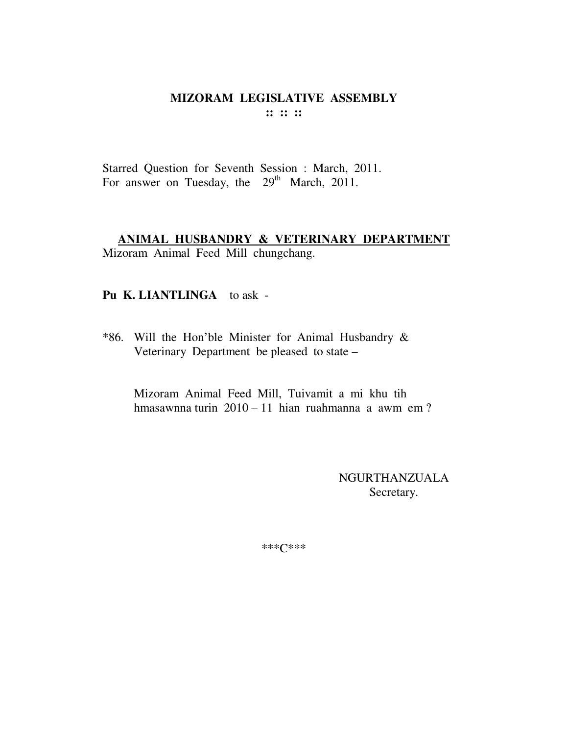**MIZORAM LEGISLATIVE ASSEMBLY**
**:: :: ::**

Starred Question for Seventh Session : March, 2011.
For answer on Tuesday, the 29th March, 2011.

**ANIMAL HUSBANDRY & VETERINARY DEPARTMENT**
Mizoram Animal Feed Mill chungchang.

**Pu K. LIANTLINGA** to ask -

*86. Will the Hon'ble Minister for Animal Husbandry & Veterinary Department be pleased to state –

Mizoram Animal Feed Mill, Tuivamit a mi khu tih hmasawnna turin 2010 – 11 hian ruahmanna a awm em ?

NGURTHANZUALA
Secretary.

***C***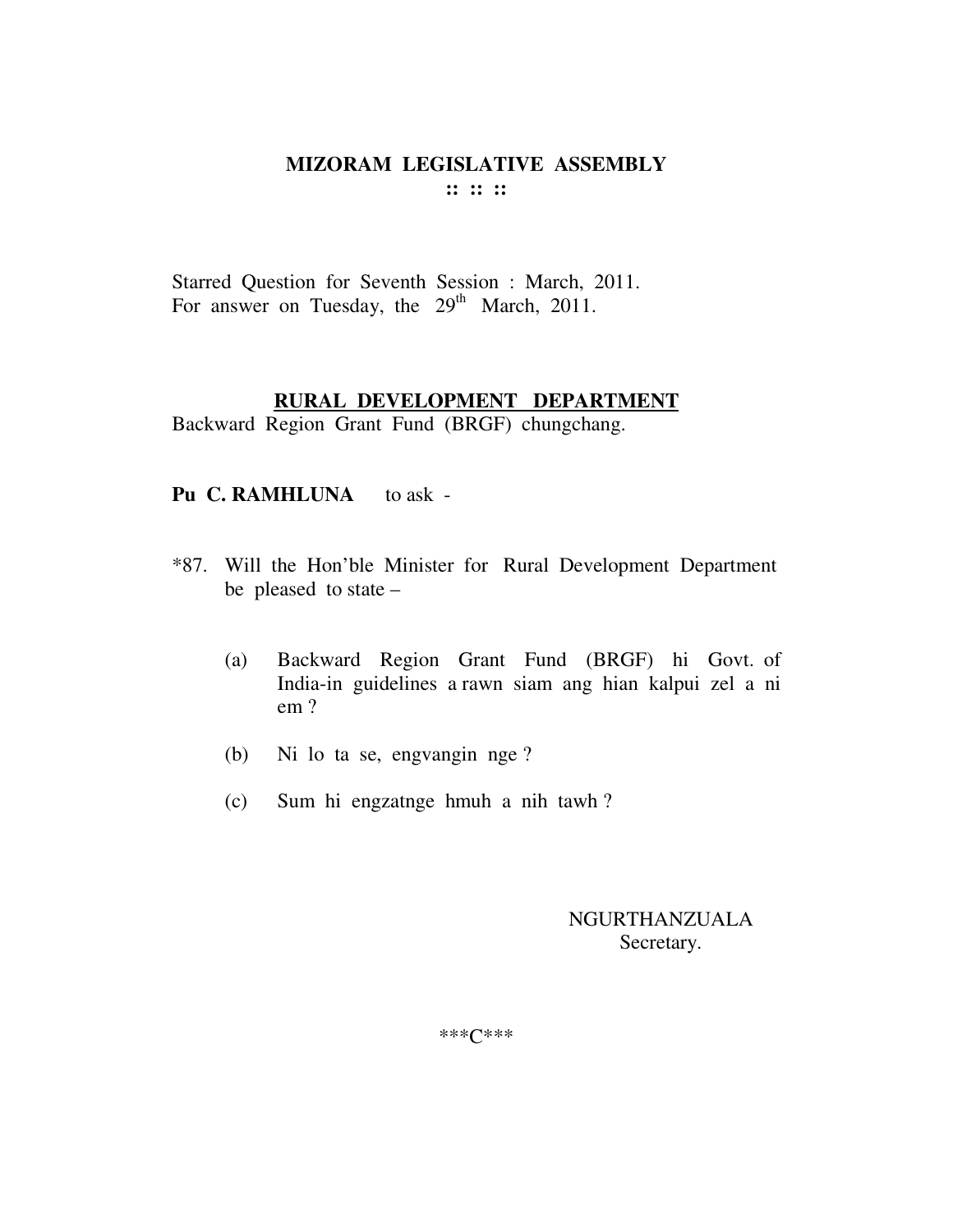# MIZORAM LEGISLATIVE ASSEMBLY

:: :: ::

Starred Question for Seventh Session : March, 2011.
For answer on Tuesday, the 29th March, 2011.

## RURAL DEVELOPMENT DEPARTMENT

Backward Region Grant Fund (BRGF) chungchang.

**Pu C. RAMHLUNA** to ask -

*87. Will the Hon'ble Minister for Rural Development Department be pleased to state –

(a) Backward Region Grant Fund (BRGF) hi Govt. of India-in guidelines a rawn siam ang hian kalpui zel a ni em ?

(b) Ni lo ta se, engvangin nge ?

(c) Sum hi engzatnge hmuh a nih tawh ?

NGURTHANZUALA
Secretary.

***C***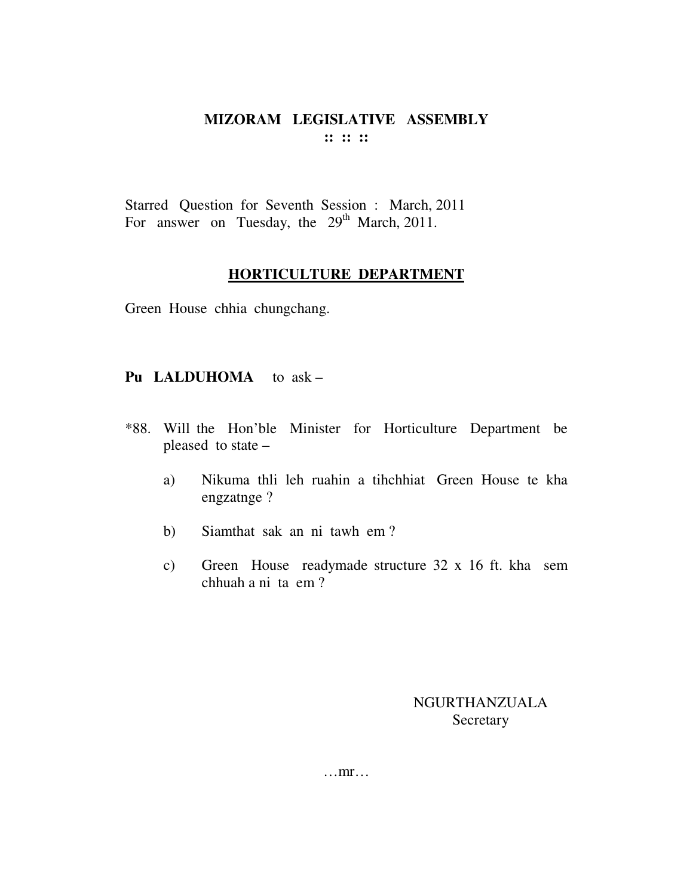# MIZORAM LEGISLATIVE ASSEMBLY

**:: :: ::**

Starred Question for Seventh Session : March, 2011
For answer on Tuesday, the 29th March, 2011.

## HORTICULTURE DEPARTMENT

Green House chhia chungchang.

**Pu LALDUHOMA** to ask –

*88. Will the Hon'ble Minister for Horticulture Department be pleased to state –

a) Nikuma thli leh ruahin a tihchhiat Green House te kha engzatnge ?

b) Siamthat sak an ni tawh em ?

c) Green House readymade structure 32 x 16 ft. kha sem chhuah a ni ta em ?

NGURTHANZUALA
Secretary

…mr…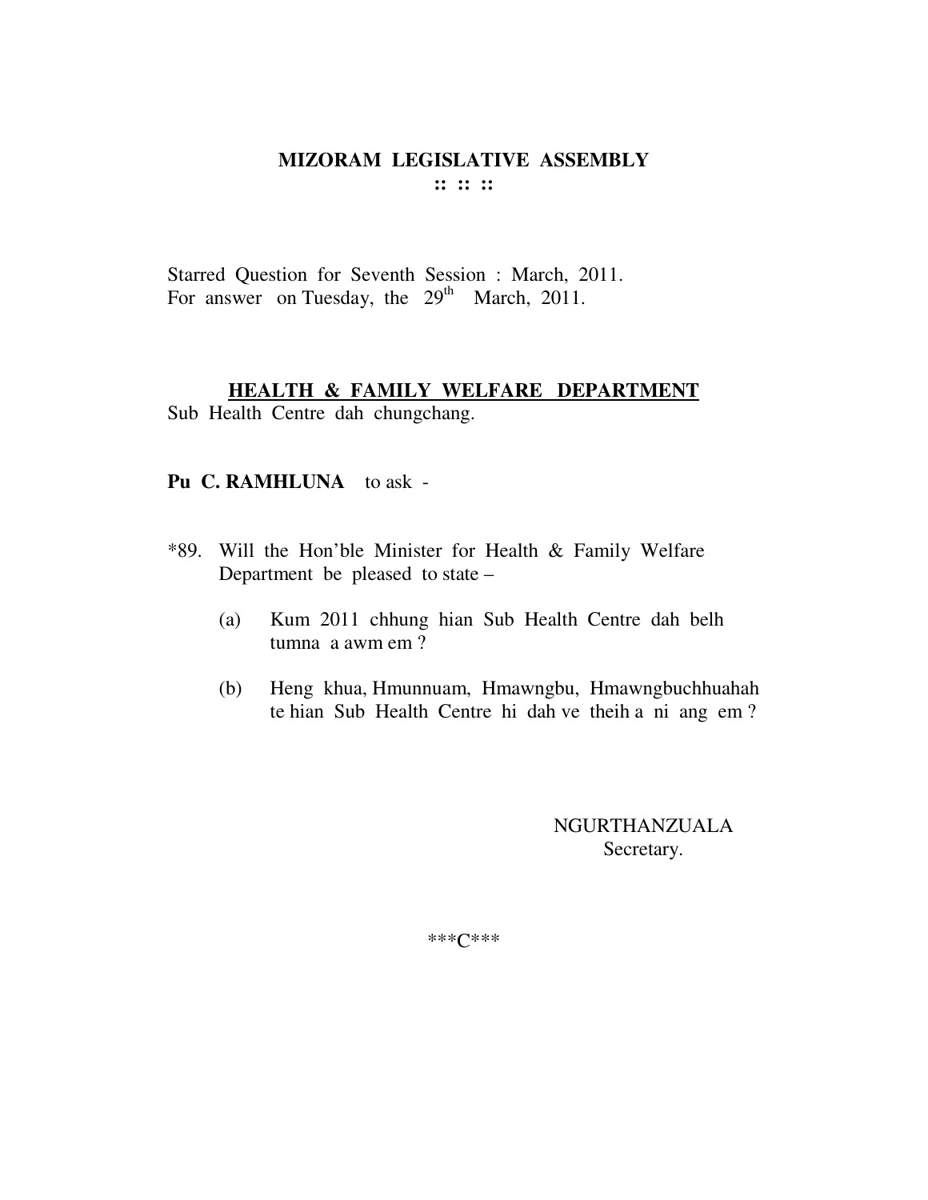# MIZORAM LEGISLATIVE ASSEMBLY

**:: :: ::**

Starred Question for Seventh Session : March, 2011.
For answer on Tuesday, the 29th March, 2011.

**<u>HEALTH & FAMILY WELFARE DEPARTMENT</u>**

Sub Health Centre dah chungchang.

**Pu C. RAMHLUNA** to ask -

*89. Will the Hon'ble Minister for Health & Family Welfare Department be pleased to state –

(a) Kum 2011 chhung hian Sub Health Centre dah belh tumna a awm em ?

(b) Heng khua, Hmunnuam, Hmawngbu, Hmawngbuchhuahah te hian Sub Health Centre hi dah ve theih a ni ang em ?

NGURTHANZUALA
Secretary.

***C***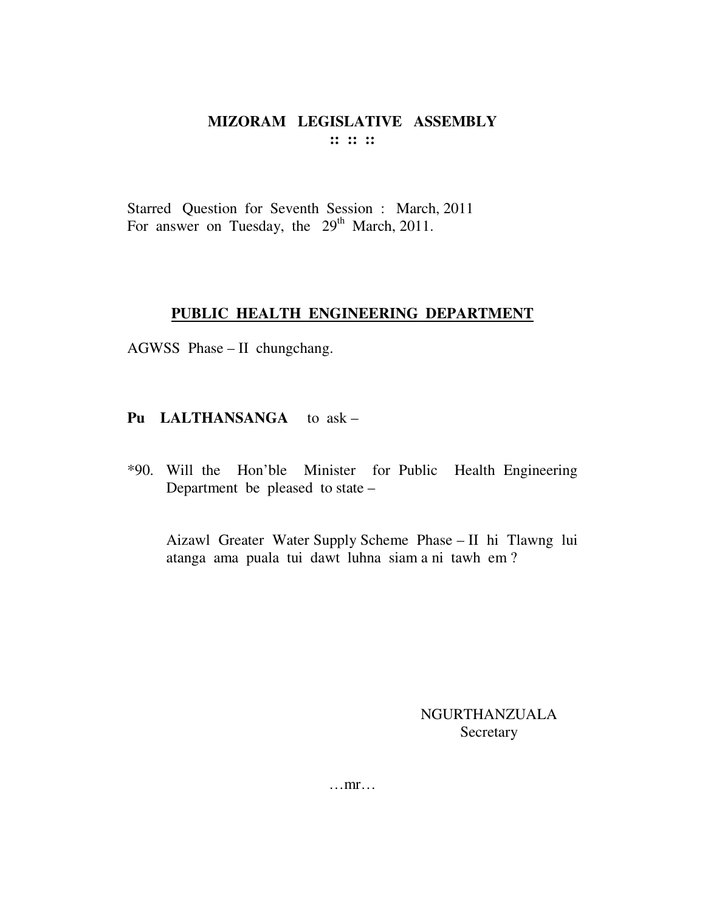# MIZORAM LEGISLATIVE ASSEMBLY
**:: :: ::**

Starred Question for Seventh Session : March, 2011
For answer on Tuesday, the 29th March, 2011.

## PUBLIC HEALTH ENGINEERING DEPARTMENT

AGWSS Phase – II chungchang.

**Pu LALTHANSANGA** to ask –

*90. Will the Hon'ble Minister for Public Health Engineering Department be pleased to state –

Aizawl Greater Water Supply Scheme Phase – II hi Tlawng lui atanga ama puala tui dawt luhna siam a ni tawh em ?

NGURTHANZUALA
Secretary

…mr…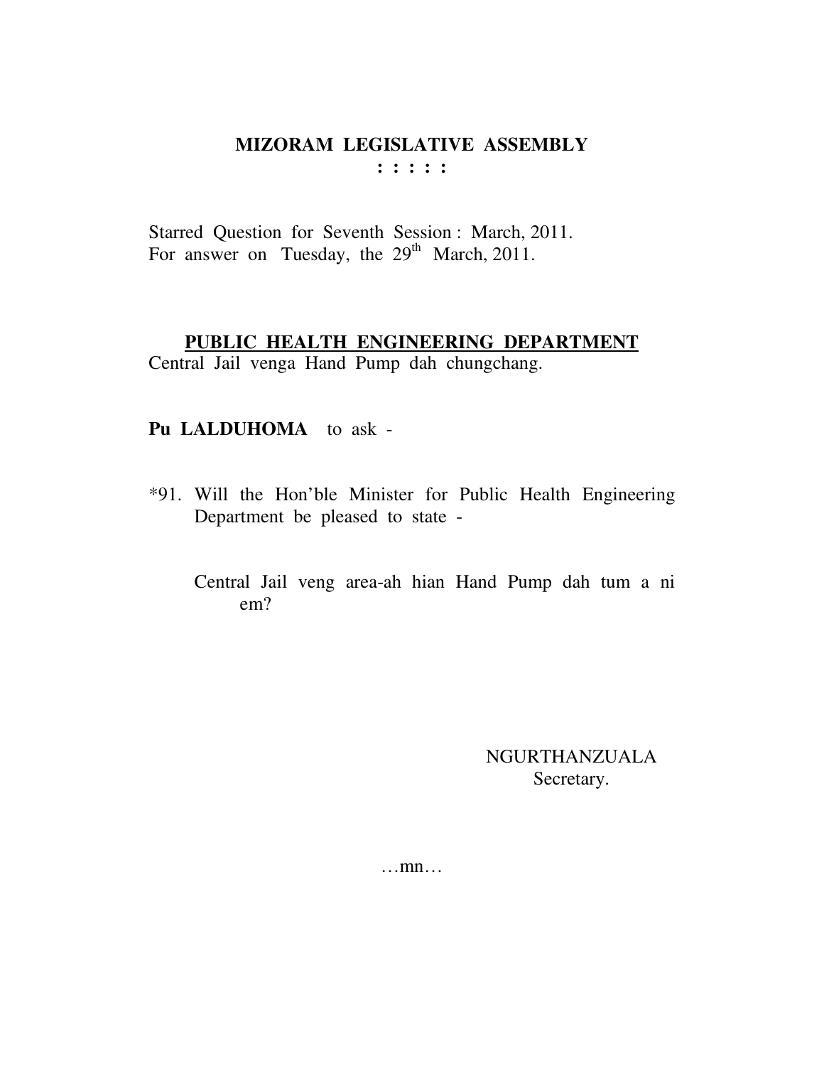# MIZORAM LEGISLATIVE ASSEMBLY

**: : : : :**

Starred Question for Seventh Session : March, 2011.
For answer on Tuesday, the 29th March, 2011.

## PUBLIC HEALTH ENGINEERING DEPARTMENT

Central Jail venga Hand Pump dah chungchang.

**Pu LALDUHOMA** to ask -

*91. Will the Hon'ble Minister for Public Health Engineering Department be pleased to state -

Central Jail veng area-ah hian Hand Pump dah tum a ni em?

NGURTHANZUALA
Secretary.

…mn…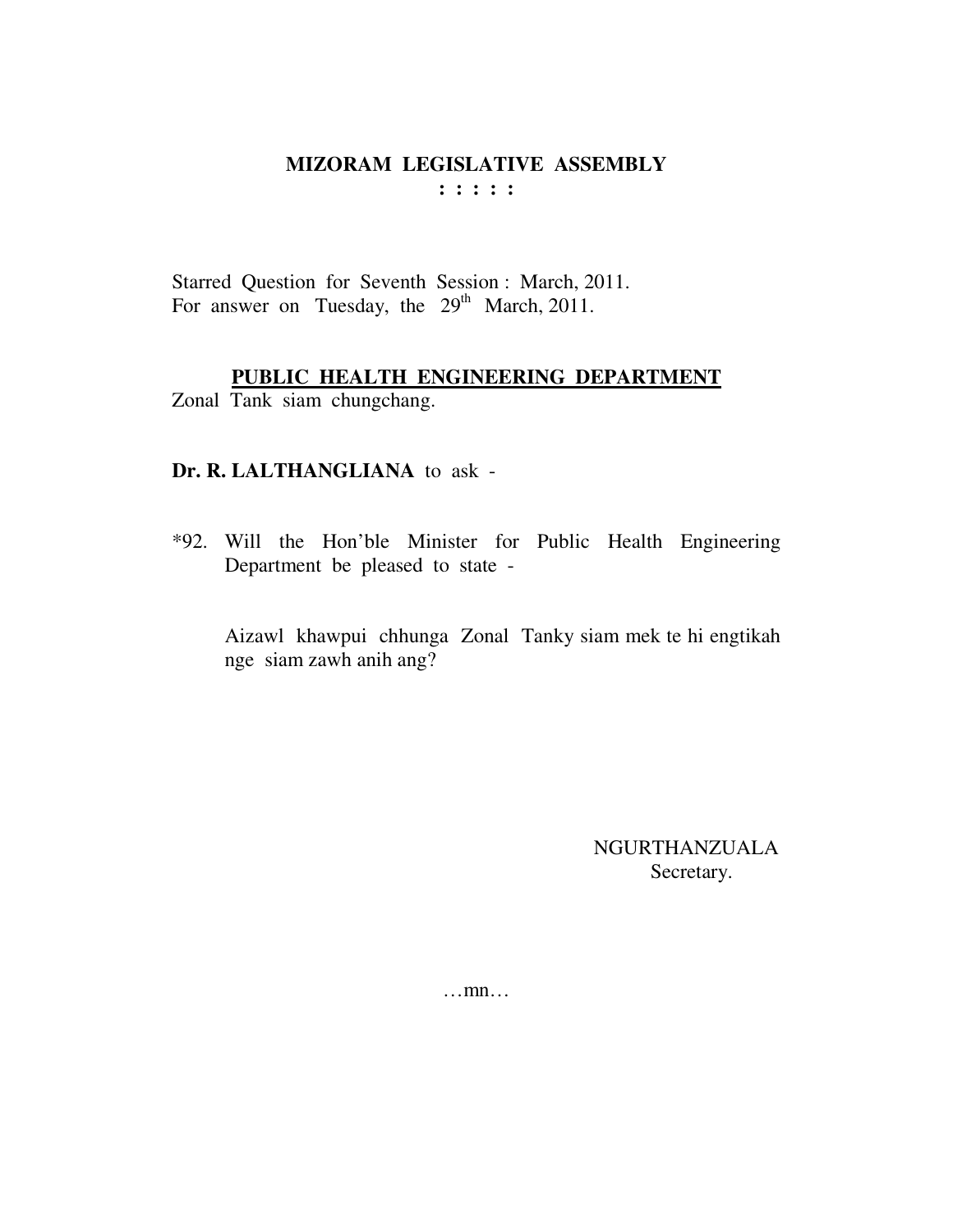# MIZORAM LEGISLATIVE ASSEMBLY

: : : : :

Starred Question for Seventh Session : March, 2011.
For answer on Tuesday, the 29th March, 2011.

## PUBLIC HEALTH ENGINEERING DEPARTMENT

Zonal Tank siam chungchang.

**Dr. R. LALTHANGLIANA** to ask -

*92. Will the Hon'ble Minister for Public Health Engineering Department be pleased to state -

Aizawl khawpui chhunga Zonal Tanky siam mek te hi engtikah nge siam zawh anih ang?

NGURTHANZUALA
Secretary.

…mn…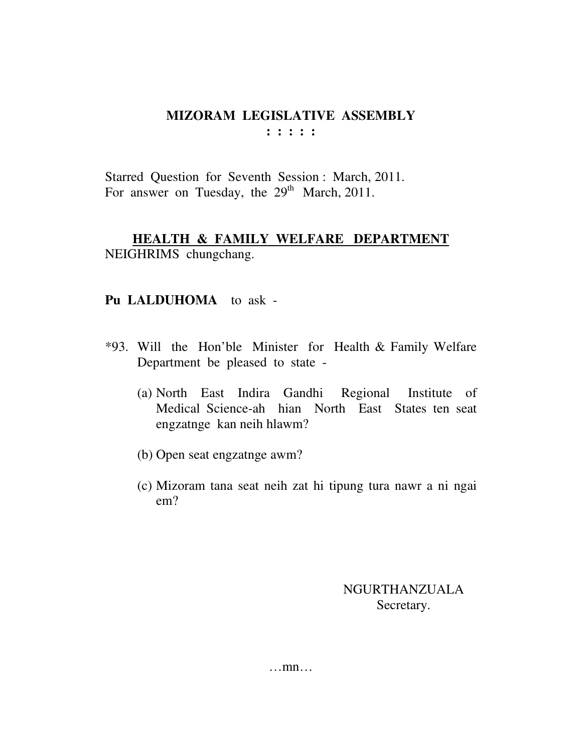## MIZORAM LEGISLATIVE ASSEMBLY

**: : : : :**

Starred Question for Seventh Session : March, 2011.
For answer on Tuesday, the 29th March, 2011.

**HEALTH & FAMILY WELFARE DEPARTMENT**
NEIGHRIMS chungchang.

**Pu LALDUHOMA** to ask -

*93. Will the Hon'ble Minister for Health & Family Welfare Department be pleased to state -

(a) North East Indira Gandhi Regional Institute of Medical Science-ah hian North East States ten seat engzatnge kan neih hlawm?

(b) Open seat engzatnge awm?

(c) Mizoram tana seat neih zat hi tipung tura nawr a ni ngai em?

NGURTHANZUALA
Secretary.

…mn…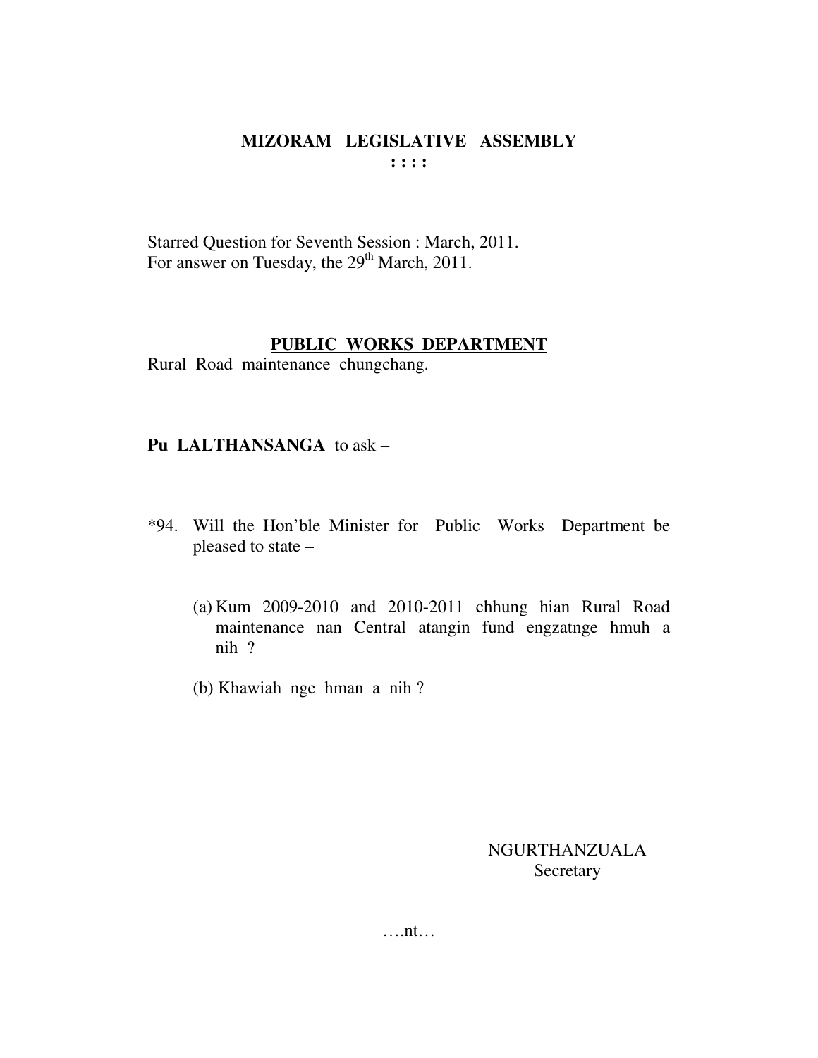**MIZORAM LEGISLATIVE ASSEMBLY**
**: : : :**

Starred Question for Seventh Session : March, 2011.
For answer on Tuesday, the 29th March, 2011.

**PUBLIC WORKS DEPARTMENT**

Rural Road maintenance chungchang.

**Pu LALTHANSANGA** to ask –

*94. Will the Hon'ble Minister for Public Works Department be pleased to state –

(a) Kum 2009-2010 and 2010-2011 chhung hian Rural Road maintenance nan Central atangin fund engzatnge hmuh a nih ?

(b) Khawiah nge hman a nih ?

NGURTHANZUALA
Secretary

….nt…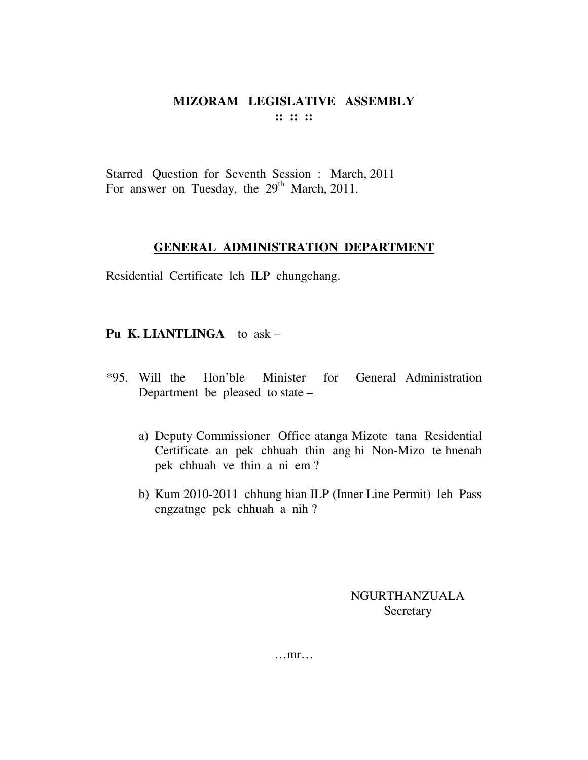# MIZORAM LEGISLATIVE ASSEMBLY

:: :: ::

Starred Question for Seventh Session : March, 2011
For answer on Tuesday, the 29th March, 2011.

## GENERAL ADMINISTRATION DEPARTMENT

Residential Certificate leh ILP chungchang.

**Pu K. LIANTLINGA** to ask –

*95. Will the Hon'ble Minister for General Administration Department be pleased to state –

a) Deputy Commissioner Office atanga Mizote tana Residential Certificate an pek chhuah thin ang hi Non-Mizo te hnenah pek chhuah ve thin a ni em ?

b) Kum 2010-2011 chhung hian ILP (Inner Line Permit) leh Pass engzatnge pek chhuah a nih ?

NGURTHANZUALA
Secretary

…mr…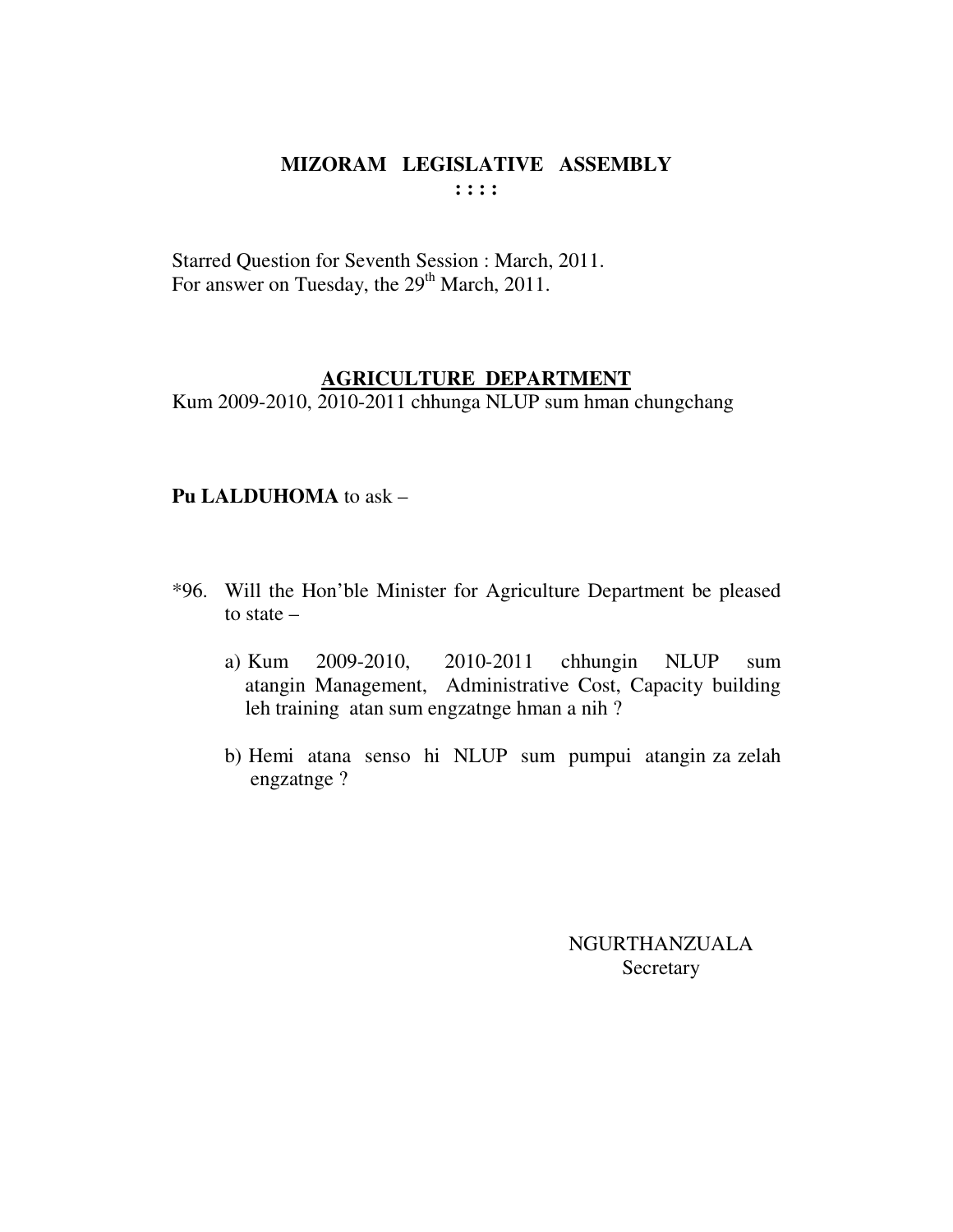# MIZORAM LEGISLATIVE ASSEMBLY

: : : :

Starred Question for Seventh Session : March, 2011.
For answer on Tuesday, the 29th March, 2011.

## AGRICULTURE DEPARTMENT

Kum 2009-2010, 2010-2011 chhunga NLUP sum hman chungchang

**Pu LALDUHOMA** to ask –

*96. Will the Hon'ble Minister for Agriculture Department be pleased to state –

a) Kum 2009-2010, 2010-2011 chhungin NLUP sum atangin Management, Administrative Cost, Capacity building leh training atan sum engzatnge hman a nih ?

b) Hemi atana senso hi NLUP sum pumpui atangin za zelah engzatnge ?

NGURTHANZUALA
Secretary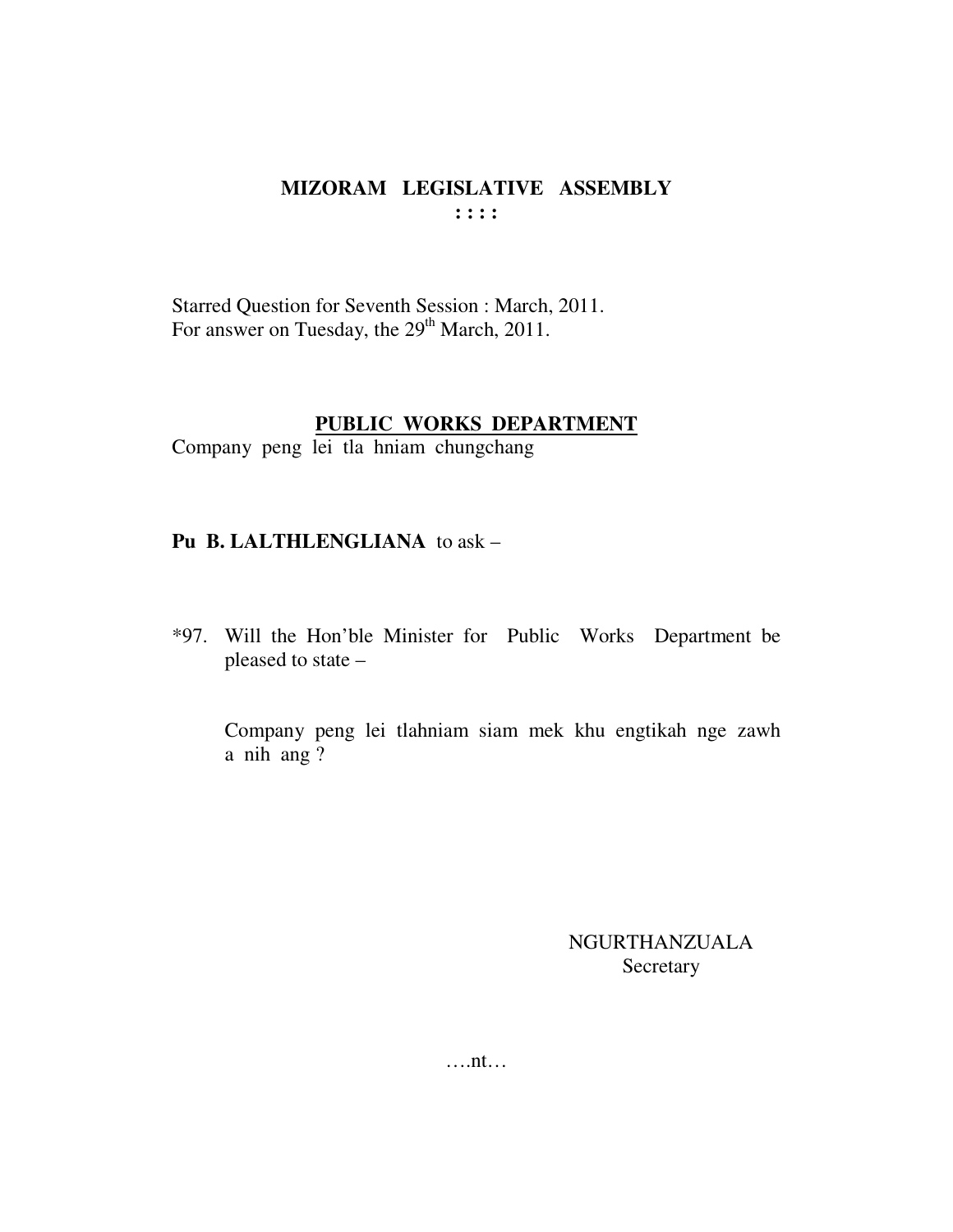# MIZORAM LEGISLATIVE ASSEMBLY

: : : :

Starred Question for Seventh Session : March, 2011.
For answer on Tuesday, the 29th March, 2011.

## PUBLIC WORKS DEPARTMENT

Company peng lei tla hniam chungchang

**Pu B. LALTHLENGLIANA** to ask –

*97. Will the Hon'ble Minister for Public Works Department be pleased to state –

Company peng lei tlahniam siam mek khu engtikah nge zawh a nih ang ?

NGURTHANZUALA
Secretary

….nt…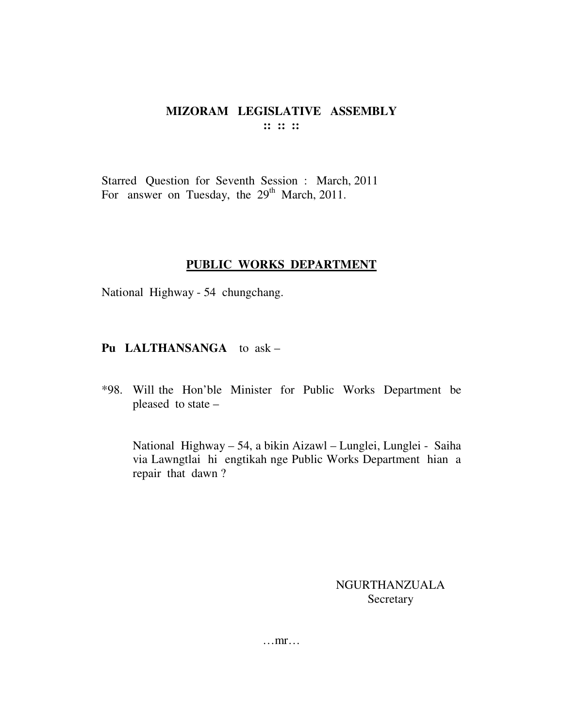**MIZORAM LEGISLATIVE ASSEMBLY**
**:: :: ::**

Starred Question for Seventh Session : March, 2011
For answer on Tuesday, the 29th March, 2011.

## PUBLIC WORKS DEPARTMENT

National Highway - 54 chungchang.

**Pu LALTHANSANGA** to ask –

*98. Will the Hon'ble Minister for Public Works Department be pleased to state –

National Highway – 54, a bikin Aizawl – Lunglei, Lunglei - Saiha via Lawngtlai hi engtikah nge Public Works Department hian a repair that dawn ?

NGURTHANZUALA
Secretary

…mr…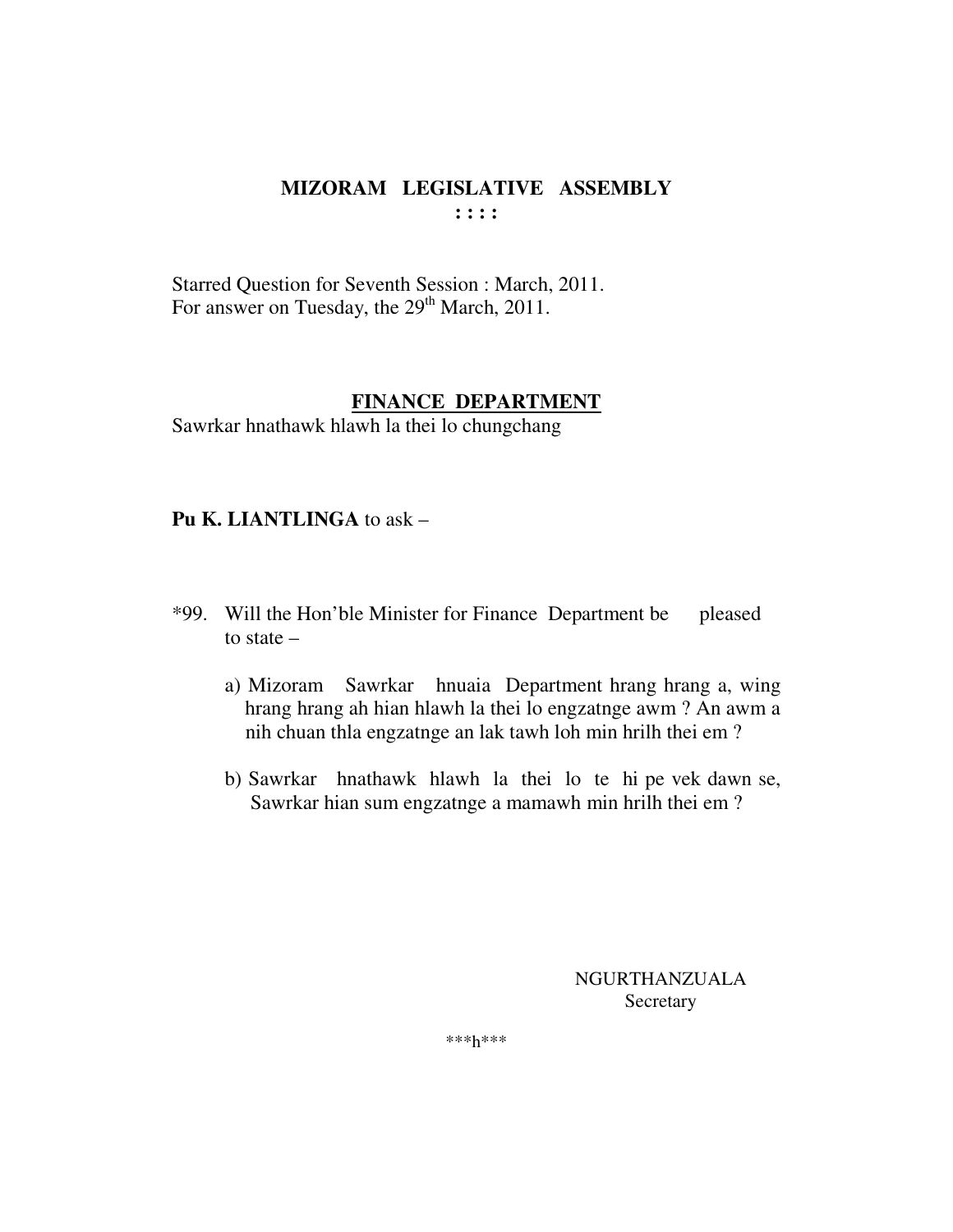# MIZORAM LEGISLATIVE ASSEMBLY

: : : :

Starred Question for Seventh Session : March, 2011.
For answer on Tuesday, the 29th March, 2011.

## FINANCE DEPARTMENT

Sawrkar hnathawk hlawh la thei lo chungchang

**Pu K. LIANTLINGA** to ask –

*99. Will the Hon'ble Minister for Finance Department be pleased to state –

a) Mizoram Sawrkar hnuaia Department hrang hrang a, wing hrang hrang ah hian hlawh la thei lo engzatnge awm ? An awm a nih chuan thla engzatnge an lak tawh loh min hrilh thei em ?

b) Sawrkar hnathawk hlawh la thei lo te hi pe vek dawn se, Sawrkar hian sum engzatnge a mamawh min hrilh thei em ?

NGURTHANZUALA
Secretary

***h***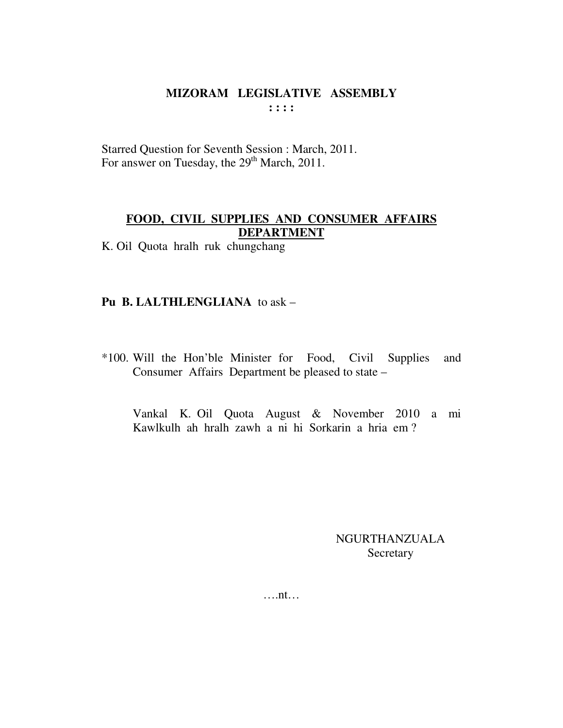# MIZORAM LEGISLATIVE ASSEMBLY

: : : :

Starred Question for Seventh Session : March, 2011.
For answer on Tuesday, the 29th March, 2011.

## FOOD, CIVIL SUPPLIES AND CONSUMER AFFAIRS DEPARTMENT

K. Oil Quota hralh ruk chungchang

**Pu B. LALTHLENGLIANA** to ask –

*100. Will the Hon'ble Minister for Food, Civil Supplies and Consumer Affairs Department be pleased to state –

Vankal K. Oil Quota August & November 2010 a mi Kawlkulh ah hralh zawh a ni hi Sorkarin a hria em ?

NGURTHANZUALA
Secretary

….nt…